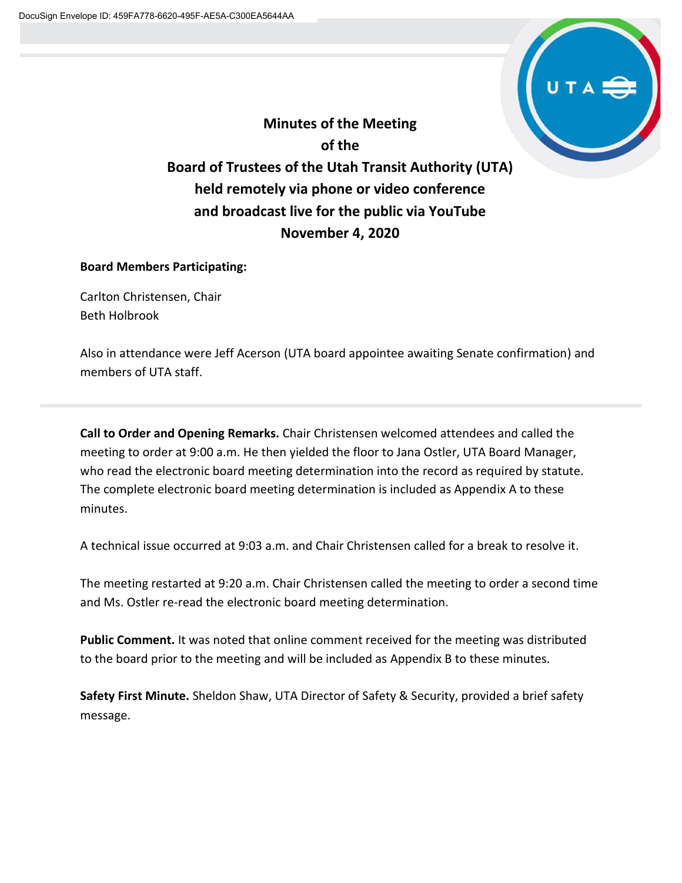DocuSign Envelope ID: 459FA778-6620-495F-AE5A-C300EA5644AA

# Minutes of the Meeting of the Board of Trustees of the Utah Transit Authority (UTA) held remotely via phone or video conference and broadcast live for the public via YouTube November 4, 2020

**Board Members Participating:**

Carlton Christensen, Chair
Beth Holbrook

Also in attendance were Jeff Acerson (UTA board appointee awaiting Senate confirmation) and members of UTA staff.

---

**Call to Order and Opening Remarks.** Chair Christensen welcomed attendees and called the meeting to order at 9:00 a.m. He then yielded the floor to Jana Ostler, UTA Board Manager, who read the electronic board meeting determination into the record as required by statute. The complete electronic board meeting determination is included as Appendix A to these minutes.

A technical issue occurred at 9:03 a.m. and Chair Christensen called for a break to resolve it.

The meeting restarted at 9:20 a.m. Chair Christensen called the meeting to order a second time and Ms. Ostler re-read the electronic board meeting determination.

**Public Comment.** It was noted that online comment received for the meeting was distributed to the board prior to the meeting and will be included as Appendix B to these minutes.

**Safety First Minute.** Sheldon Shaw, UTA Director of Safety & Security, provided a brief safety message.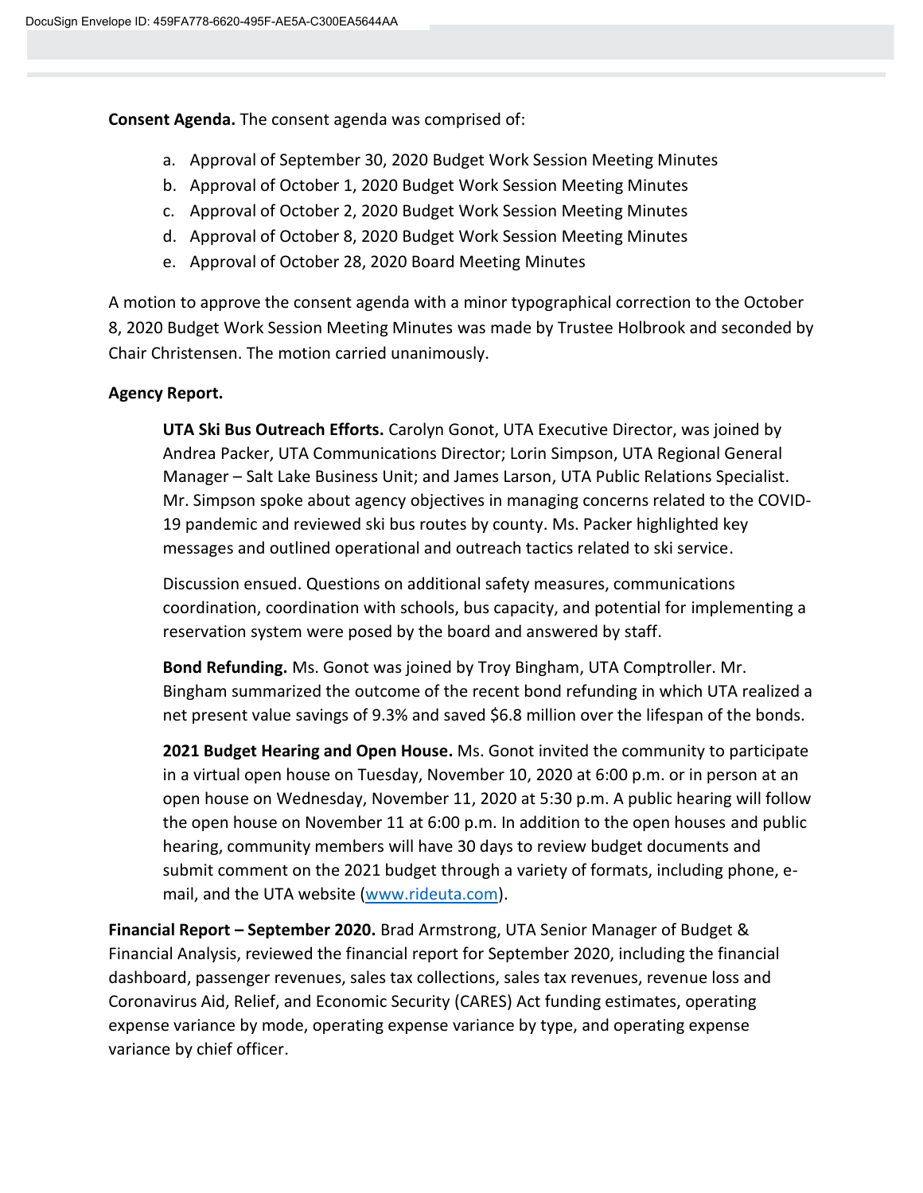**Consent Agenda.** The consent agenda was comprised of:

a. Approval of September 30, 2020 Budget Work Session Meeting Minutes
b. Approval of October 1, 2020 Budget Work Session Meeting Minutes
c. Approval of October 2, 2020 Budget Work Session Meeting Minutes
d. Approval of October 8, 2020 Budget Work Session Meeting Minutes
e. Approval of October 28, 2020 Board Meeting Minutes

A motion to approve the consent agenda with a minor typographical correction to the October 8, 2020 Budget Work Session Meeting Minutes was made by Trustee Holbrook and seconded by Chair Christensen. The motion carried unanimously.

**Agency Report.**

**UTA Ski Bus Outreach Efforts.** Carolyn Gonot, UTA Executive Director, was joined by Andrea Packer, UTA Communications Director; Lorin Simpson, UTA Regional General Manager – Salt Lake Business Unit; and James Larson, UTA Public Relations Specialist. Mr. Simpson spoke about agency objectives in managing concerns related to the COVID-19 pandemic and reviewed ski bus routes by county. Ms. Packer highlighted key messages and outlined operational and outreach tactics related to ski service.

Discussion ensued. Questions on additional safety measures, communications coordination, coordination with schools, bus capacity, and potential for implementing a reservation system were posed by the board and answered by staff.

**Bond Refunding.** Ms. Gonot was joined by Troy Bingham, UTA Comptroller. Mr. Bingham summarized the outcome of the recent bond refunding in which UTA realized a net present value savings of 9.3% and saved $6.8 million over the lifespan of the bonds.

**2021 Budget Hearing and Open House.** Ms. Gonot invited the community to participate in a virtual open house on Tuesday, November 10, 2020 at 6:00 p.m. or in person at an open house on Wednesday, November 11, 2020 at 5:30 p.m. A public hearing will follow the open house on November 11 at 6:00 p.m. In addition to the open houses and public hearing, community members will have 30 days to review budget documents and submit comment on the 2021 budget through a variety of formats, including phone, e-mail, and the UTA website (www.rideuta.com).

**Financial Report – September 2020.** Brad Armstrong, UTA Senior Manager of Budget & Financial Analysis, reviewed the financial report for September 2020, including the financial dashboard, passenger revenues, sales tax collections, sales tax revenues, revenue loss and Coronavirus Aid, Relief, and Economic Security (CARES) Act funding estimates, operating expense variance by mode, operating expense variance by type, and operating expense variance by chief officer.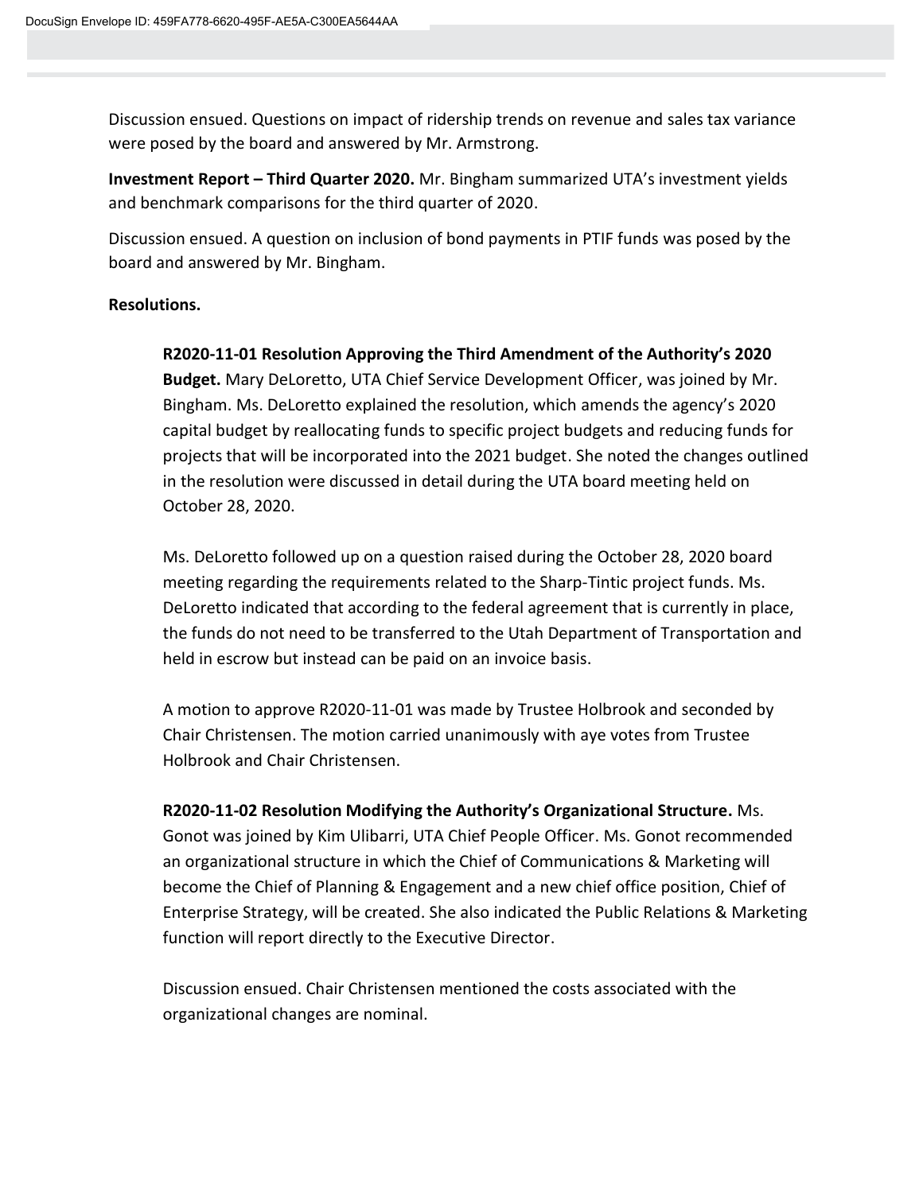Discussion ensued. Questions on impact of ridership trends on revenue and sales tax variance were posed by the board and answered by Mr. Armstrong.

**Investment Report – Third Quarter 2020.** Mr. Bingham summarized UTA's investment yields and benchmark comparisons for the third quarter of 2020.

Discussion ensued. A question on inclusion of bond payments in PTIF funds was posed by the board and answered by Mr. Bingham.

**Resolutions.**

**R2020-11-01 Resolution Approving the Third Amendment of the Authority's 2020 Budget.** Mary DeLoretto, UTA Chief Service Development Officer, was joined by Mr. Bingham. Ms. DeLoretto explained the resolution, which amends the agency's 2020 capital budget by reallocating funds to specific project budgets and reducing funds for projects that will be incorporated into the 2021 budget. She noted the changes outlined in the resolution were discussed in detail during the UTA board meeting held on October 28, 2020.

Ms. DeLoretto followed up on a question raised during the October 28, 2020 board meeting regarding the requirements related to the Sharp-Tintic project funds. Ms. DeLoretto indicated that according to the federal agreement that is currently in place, the funds do not need to be transferred to the Utah Department of Transportation and held in escrow but instead can be paid on an invoice basis.

A motion to approve R2020-11-01 was made by Trustee Holbrook and seconded by Chair Christensen. The motion carried unanimously with aye votes from Trustee Holbrook and Chair Christensen.

**R2020-11-02 Resolution Modifying the Authority's Organizational Structure.** Ms. Gonot was joined by Kim Ulibarri, UTA Chief People Officer. Ms. Gonot recommended an organizational structure in which the Chief of Communications & Marketing will become the Chief of Planning & Engagement and a new chief office position, Chief of Enterprise Strategy, will be created. She also indicated the Public Relations & Marketing function will report directly to the Executive Director.

Discussion ensued. Chair Christensen mentioned the costs associated with the organizational changes are nominal.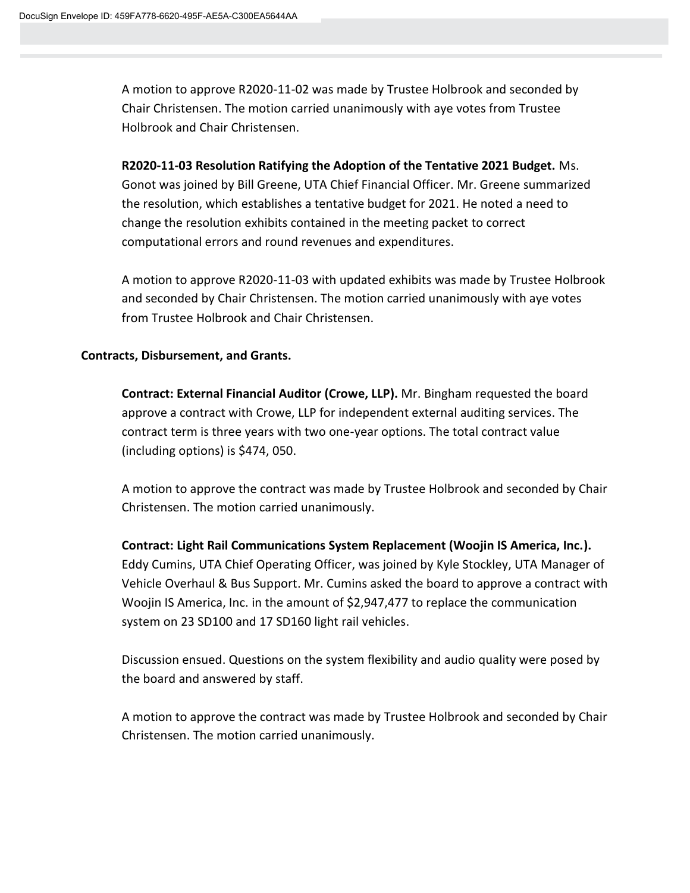A motion to approve R2020-11-02 was made by Trustee Holbrook and seconded by Chair Christensen. The motion carried unanimously with aye votes from Trustee Holbrook and Chair Christensen.

**R2020-11-03 Resolution Ratifying the Adoption of the Tentative 2021 Budget.** Ms. Gonot was joined by Bill Greene, UTA Chief Financial Officer. Mr. Greene summarized the resolution, which establishes a tentative budget for 2021. He noted a need to change the resolution exhibits contained in the meeting packet to correct computational errors and round revenues and expenditures.

A motion to approve R2020-11-03 with updated exhibits was made by Trustee Holbrook and seconded by Chair Christensen. The motion carried unanimously with aye votes from Trustee Holbrook and Chair Christensen.

**Contracts, Disbursement, and Grants.**

**Contract: External Financial Auditor (Crowe, LLP).** Mr. Bingham requested the board approve a contract with Crowe, LLP for independent external auditing services. The contract term is three years with two one-year options. The total contract value (including options) is $474, 050.

A motion to approve the contract was made by Trustee Holbrook and seconded by Chair Christensen. The motion carried unanimously.

**Contract: Light Rail Communications System Replacement (Woojin IS America, Inc.).** Eddy Cumins, UTA Chief Operating Officer, was joined by Kyle Stockley, UTA Manager of Vehicle Overhaul & Bus Support. Mr. Cumins asked the board to approve a contract with Woojin IS America, Inc. in the amount of $2,947,477 to replace the communication system on 23 SD100 and 17 SD160 light rail vehicles.

Discussion ensued. Questions on the system flexibility and audio quality were posed by the board and answered by staff.

A motion to approve the contract was made by Trustee Holbrook and seconded by Chair Christensen. The motion carried unanimously.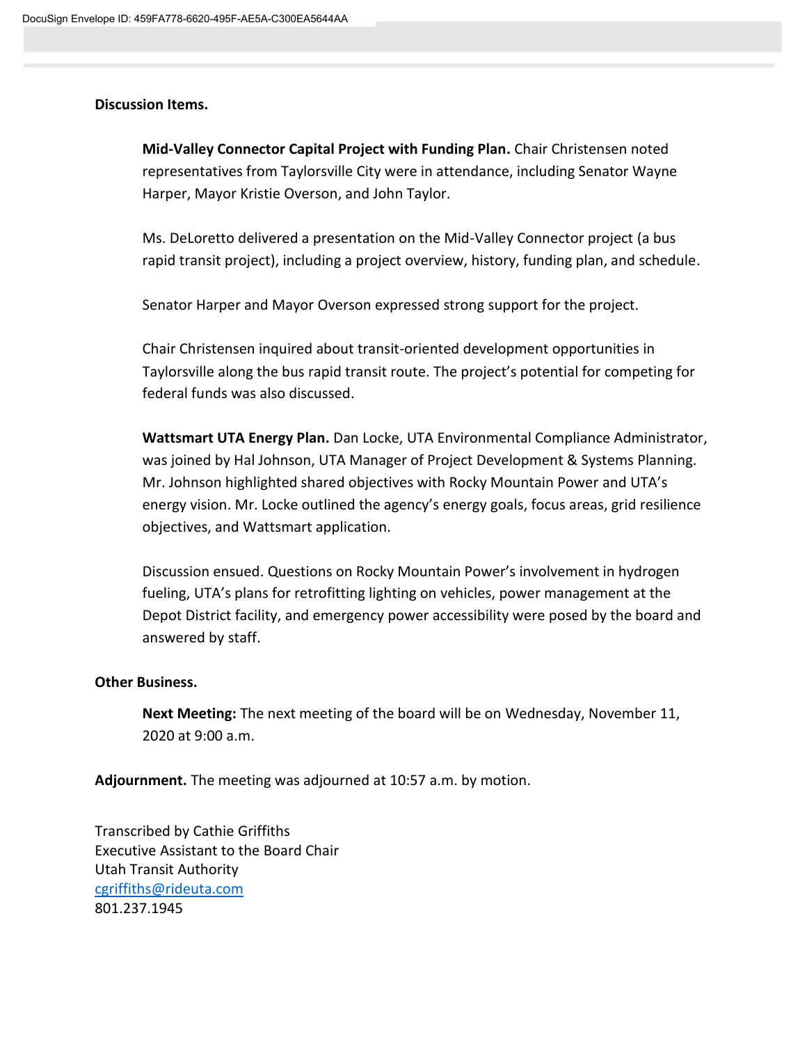**Discussion Items.**

**Mid-Valley Connector Capital Project with Funding Plan.** Chair Christensen noted representatives from Taylorsville City were in attendance, including Senator Wayne Harper, Mayor Kristie Overson, and John Taylor.

Ms. DeLoretto delivered a presentation on the Mid-Valley Connector project (a bus rapid transit project), including a project overview, history, funding plan, and schedule.

Senator Harper and Mayor Overson expressed strong support for the project.

Chair Christensen inquired about transit-oriented development opportunities in Taylorsville along the bus rapid transit route. The project's potential for competing for federal funds was also discussed.

**Wattsmart UTA Energy Plan.** Dan Locke, UTA Environmental Compliance Administrator, was joined by Hal Johnson, UTA Manager of Project Development & Systems Planning. Mr. Johnson highlighted shared objectives with Rocky Mountain Power and UTA's energy vision. Mr. Locke outlined the agency's energy goals, focus areas, grid resilience objectives, and Wattsmart application.

Discussion ensued. Questions on Rocky Mountain Power's involvement in hydrogen fueling, UTA's plans for retrofitting lighting on vehicles, power management at the Depot District facility, and emergency power accessibility were posed by the board and answered by staff.

**Other Business.**

**Next Meeting:** The next meeting of the board will be on Wednesday, November 11, 2020 at 9:00 a.m.

**Adjournment.** The meeting was adjourned at 10:57 a.m. by motion.

Transcribed by Cathie Griffiths
Executive Assistant to the Board Chair
Utah Transit Authority
cgriffiths@rideuta.com
801.237.1945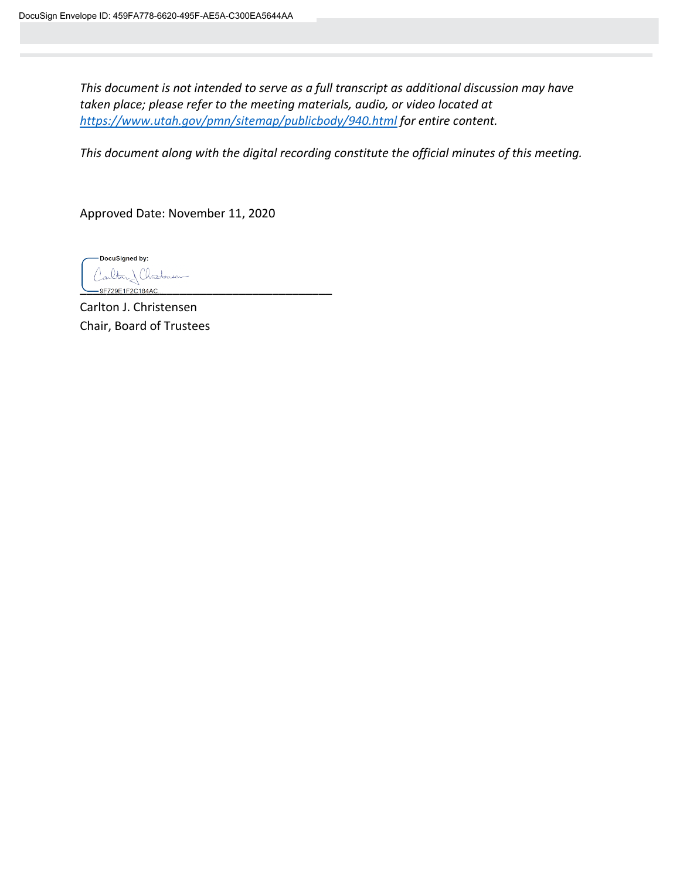*This document is not intended to serve as a full transcript as additional discussion may have taken place; please refer to the meeting materials, audio, or video located at [https://www.utah.gov/pmn/sitemap/publicbody/940.html](https://www.utah.gov/pmn/sitemap/publicbody/940.html) for entire content.*

*This document along with the digital recording constitute the official minutes of this meeting.*

Approved Date: November 11, 2020

DocuSigned by:

9F729E1F2C184AC

Carlton J. Christensen
Chair, Board of Trustees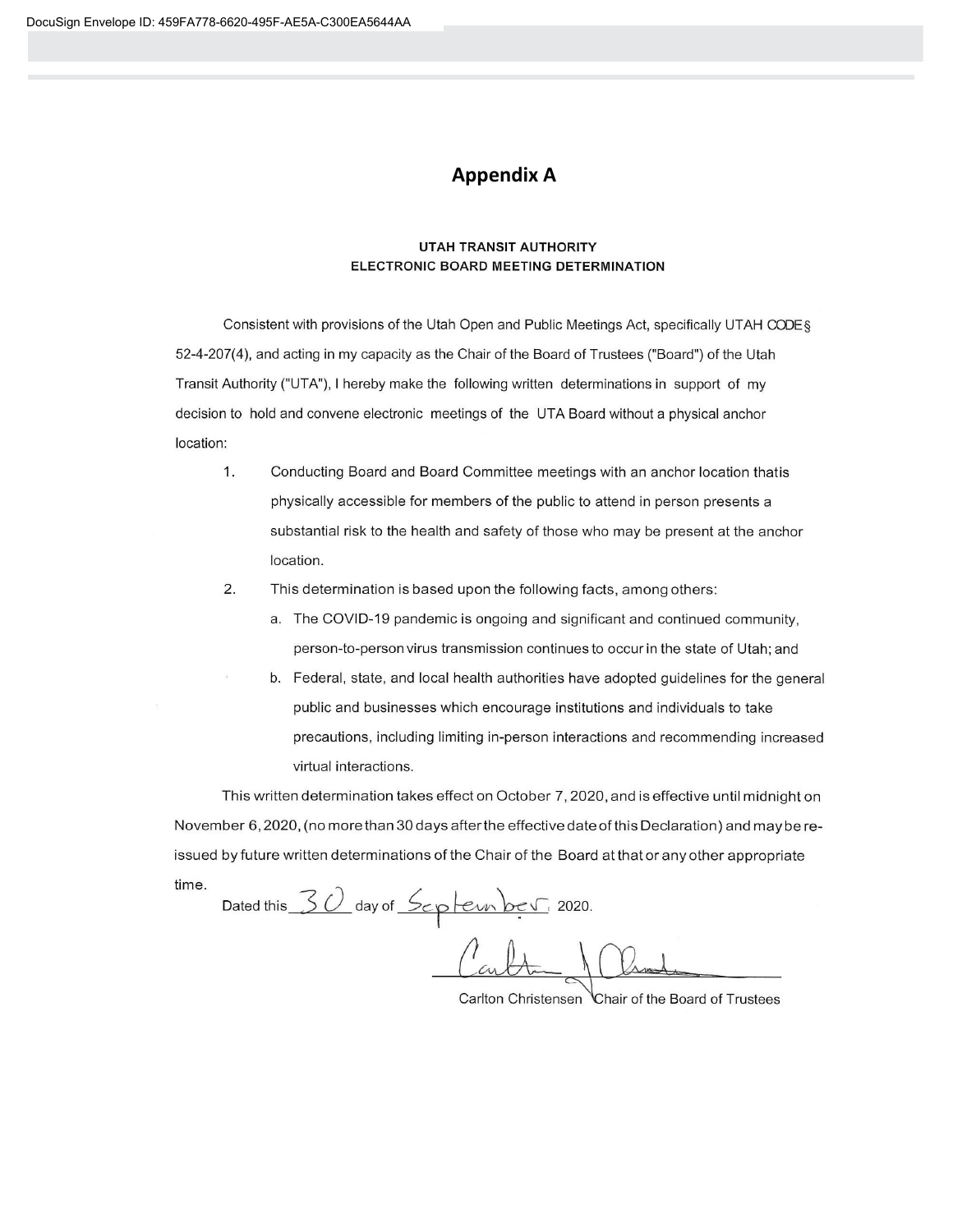DocuSign Envelope ID: 459FA778-6620-495F-AE5A-C300EA5644AA

## Appendix A

### UTAH TRANSIT AUTHORITY
### ELECTRONIC BOARD MEETING DETERMINATION

Consistent with provisions of the Utah Open and Public Meetings Act, specifically UTAH CODE § 52-4-207(4), and acting in my capacity as the Chair of the Board of Trustees ("Board") of the Utah Transit Authority ("UTA"), I hereby make the following written determinations in support of my decision to hold and convene electronic meetings of the UTA Board without a physical anchor location:

1. Conducting Board and Board Committee meetings with an anchor location thatis physically accessible for members of the public to attend in person presents a substantial risk to the health and safety of those who may be present at the anchor location.
2. This determination is based upon the following facts, among others:
   a. The COVID-19 pandemic is ongoing and significant and continued community, person-to-person virus transmission continues to occur in the state of Utah; and
   b. Federal, state, and local health authorities have adopted guidelines for the general public and businesses which encourage institutions and individuals to take precautions, including limiting in-person interactions and recommending increased virtual interactions.

This written determination takes effect on October 7, 2020, and is effective until midnight on November 6, 2020, (no more than 30 days after the effective date of this Declaration) and may be re-issued by future written determinations of the Chair of the Board at that or any other appropriate time.

Dated this 30 day of September, 2020.

Carlton Christensen Chair of the Board of Trustees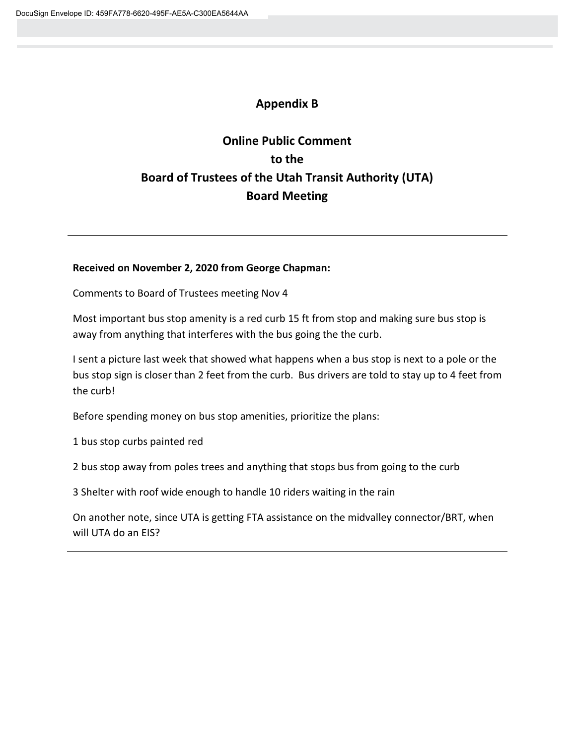# Appendix B

## Online Public Comment
## to the
## Board of Trustees of the Utah Transit Authority (UTA)
## Board Meeting

---

**Received on November 2, 2020 from George Chapman:**

Comments to Board of Trustees meeting Nov 4

Most important bus stop amenity is a red curb 15 ft from stop and making sure bus stop is away from anything that interferes with the bus going the the curb.

I sent a picture last week that showed what happens when a bus stop is next to a pole or the bus stop sign is closer than 2 feet from the curb.  Bus drivers are told to stay up to 4 feet from the curb!

Before spending money on bus stop amenities, prioritize the plans:

1 bus stop curbs painted red

2 bus stop away from poles trees and anything that stops bus from going to the curb

3 Shelter with roof wide enough to handle 10 riders waiting in the rain

On another note, since UTA is getting FTA assistance on the midvalley connector/BRT, when will UTA do an EIS?

---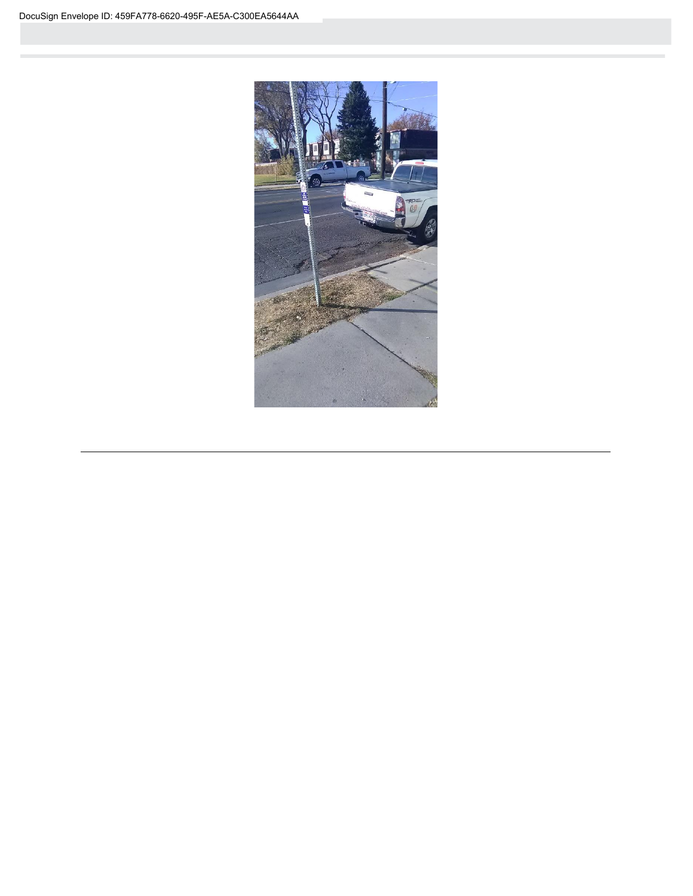DocuSign Envelope ID: 459FA778-6620-495F-AE5A-C300EA5644AA